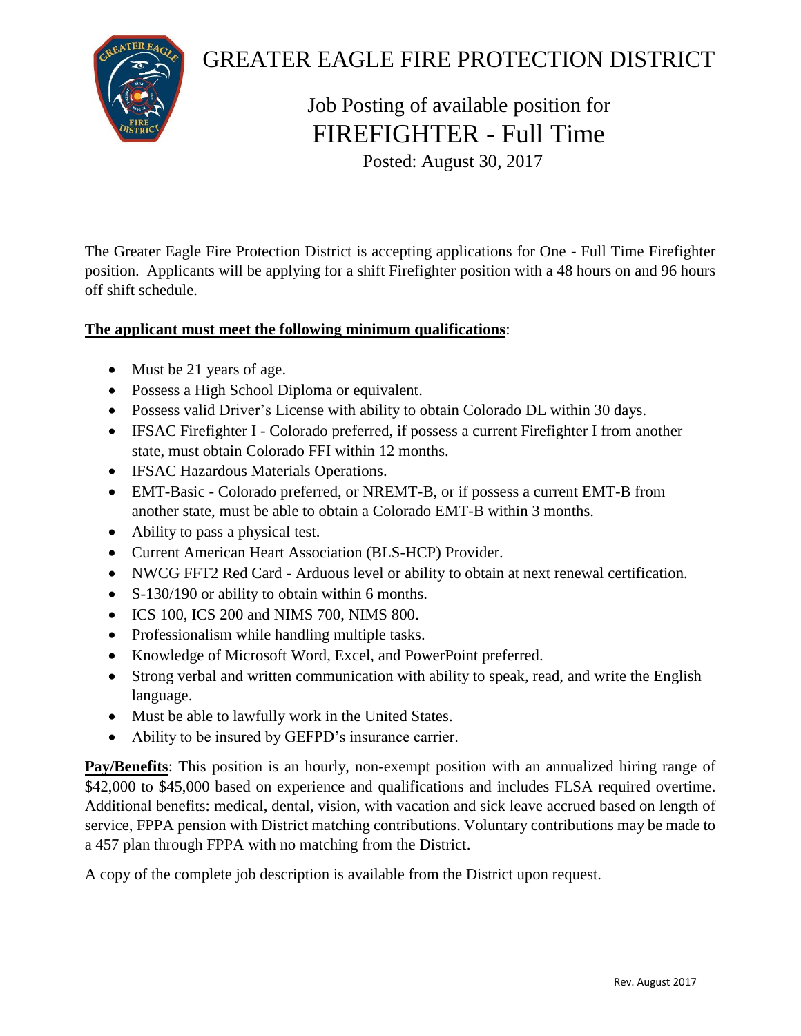# GREATER EAGLE FIRE PROTECTION DISTRICT

## Job Posting of available position for FIRERIGHTER - Full Time

Posted: August 30, 2017

The Greater Eagle Fire Protection District is accepting applications for One - Full Time Firefighter position. Applicants will be applying for a shift Firefighter position with a 48 hours on and 96 hours off shift schedule.

**The applicant must meet the following minimum qualifications**:

- Must be 21 years of age.
- Possess a High School Diploma or equivalent.
- Possess valid Driver's License with ability to obtain Colorado DL within 30 days.
- IFSAC Firefighter I - Colorado preferred, if possess a current Firefighter I from another state, must obtain Colorado FFI within 12 months.
- IFSAC Hazardous Materials Operations.
- EMT-Basic - Colorado preferred, or NREMT-B, or if possess a current EMT-B from another state, must be able to obtain a Colorado EMT-B within 3 months.
- Ability to pass a physical test.
- Current American Heart Association (BLS-HCP) Provider.
- NWCG FFT2 Red Card - Arduous level or ability to obtain at next renewal certification.
- S-130/190 or ability to obtain within 6 months.
- ICS 100, ICS 200 and NIMS 700, NIMS 800.
- Professionalism while handling multiple tasks.
- Knowledge of Microsoft Word, Excel, and PowerPoint preferred.
- Strong verbal and written communication with ability to speak, read, and write the English language.
- Must be able to lawfully work in the United States.
- Ability to be insured by GEFPD's insurance carrier.

**Pay/Benefits**: This position is an hourly, non-exempt position with an annualized hiring range of $42,000 to $45,000 based on experience and qualifications and includes FLSA required overtime. Additional benefits: medical, dental, vision, with vacation and sick leave accrued based on length of service, FPPA pension with District matching contributions. Voluntary contributions may be made to a 457 plan through FPPA with no matching from the District.

A copy of the complete job description is available from the District upon request.

Rev. August 2017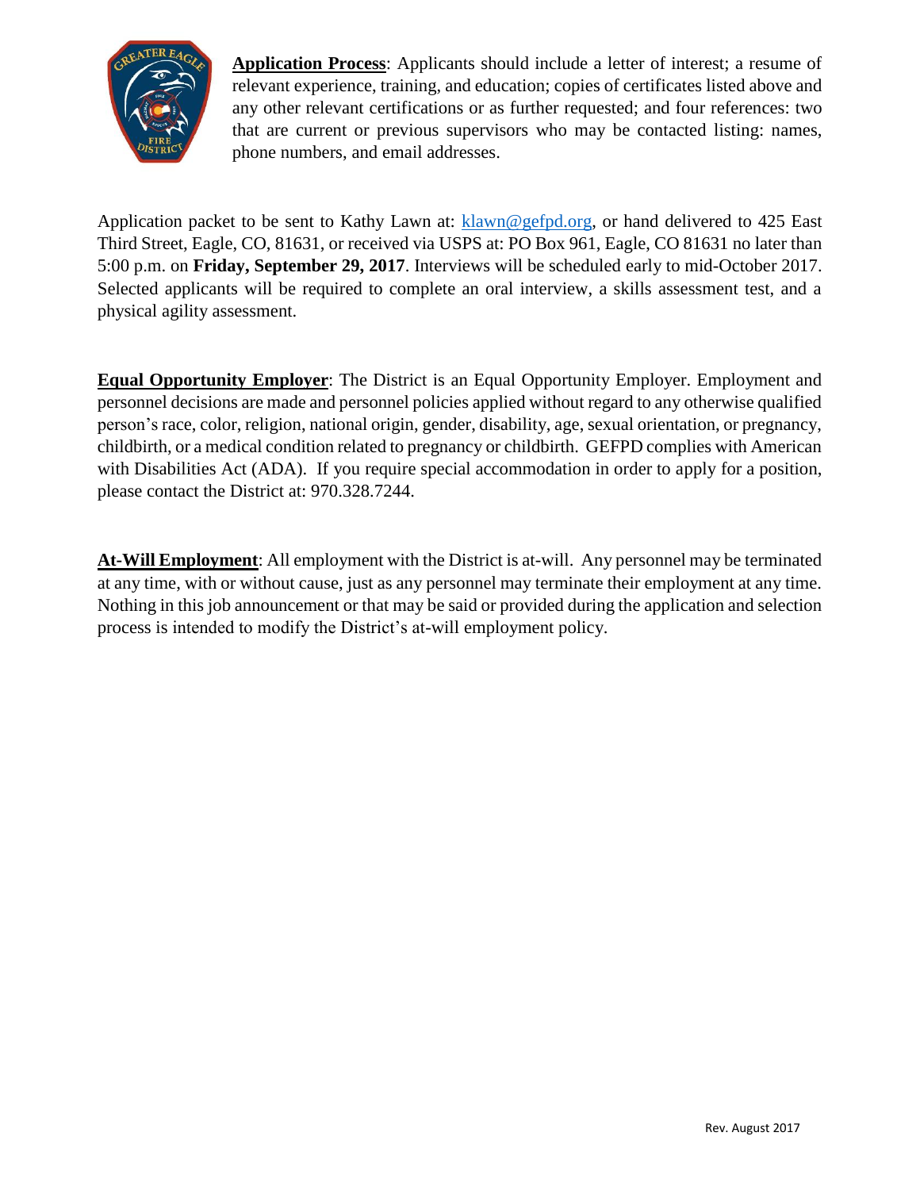**Application Process**: Applicants should include a letter of interest; a resume of relevant experience, training, and education; copies of certificates listed above and any other relevant certifications or as further requested; and four references: two that are current or previous supervisors who may be contacted listing: names, phone numbers, and email addresses.

Application packet to be sent to Kathy Lawn at: klawn@gefpd.org, or hand delivered to 425 East Third Street, Eagle, CO, 81631, or received via USPS at: PO Box 961, Eagle, CO 81631 no later than 5:00 p.m. on **Friday, September 29, 2017**. Interviews will be scheduled early to mid-October 2017. Selected applicants will be required to complete an oral interview, a skills assessment test, and a physical agility assessment.

**Equal Opportunity Employer**: The District is an Equal Opportunity Employer. Employment and personnel decisions are made and personnel policies applied without regard to any otherwise qualified person's race, color, religion, national origin, gender, disability, age, sexual orientation, or pregnancy, childbirth, or a medical condition related to pregnancy or childbirth. GEFPD complies with American with Disabilities Act (ADA). If you require special accommodation in order to apply for a position, please contact the District at: 970.328.7244.

**At-Will Employment**: All employment with the District is at-will. Any personnel may be terminated at any time, with or without cause, just as any personnel may terminate their employment at any time. Nothing in this job announcement or that may be said or provided during the application and selection process is intended to modify the District's at-will employment policy.

Rev. August 2017